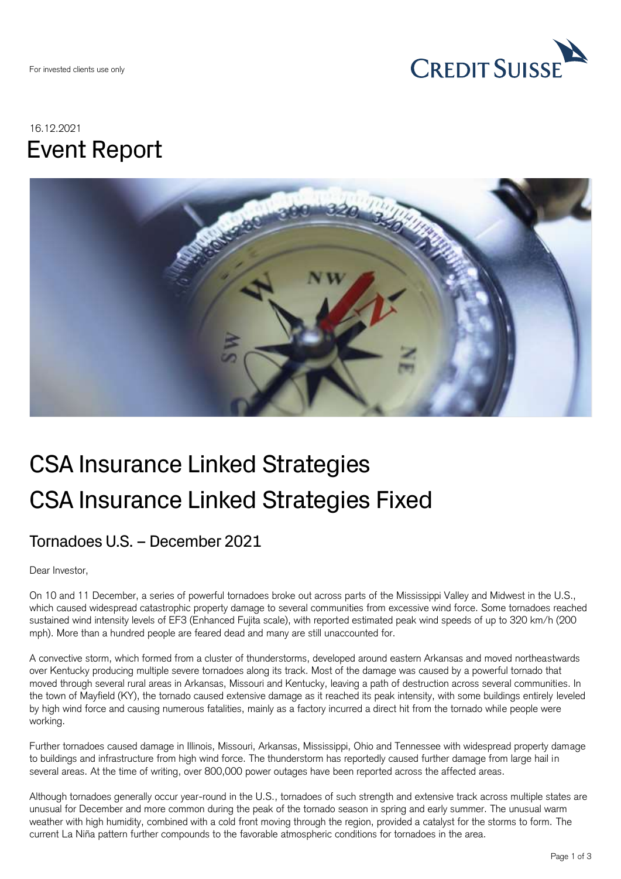For invested clients use only

16.12.2021

# Event Report

# CSA Insurance Linked Strategies
# CSA Insurance Linked Strategies Fixed

## Tornadoes U.S. – December 2021

Dear Investor,

On 10 and 11 December, a series of powerful tornadoes broke out across parts of the Mississippi Valley and Midwest in the U.S., which caused widespread catastrophic property damage to several communities from excessive wind force. Some tornadoes reached sustained wind intensity levels of EF3 (Enhanced Fujita scale), with reported estimated peak wind speeds of up to 320 km/h (200 mph). More than a hundred people are feared dead and many are still unaccounted for.

A convective storm, which formed from a cluster of thunderstorms, developed around eastern Arkansas and moved northeastwards over Kentucky producing multiple severe tornadoes along its track. Most of the damage was caused by a powerful tornado that moved through several rural areas in Arkansas, Missouri and Kentucky, leaving a path of destruction across several communities. In the town of Mayfield (KY), the tornado caused extensive damage as it reached its peak intensity, with some buildings entirely leveled by high wind force and causing numerous fatalities, mainly as a factory incurred a direct hit from the tornado while people were working.

Further tornadoes caused damage in Illinois, Missouri, Arkansas, Mississippi, Ohio and Tennessee with widespread property damage to buildings and infrastructure from high wind force. The thunderstorm has reportedly caused further damage from large hail in several areas. At the time of writing, over 800,000 power outages have been reported across the affected areas.

Although tornadoes generally occur year-round in the U.S., tornadoes of such strength and extensive track across multiple states are unusual for December and more common during the peak of the tornado season in spring and early summer. The unusual warm weather with high humidity, combined with a cold front moving through the region, provided a catalyst for the storms to form. The current La Niña pattern further compounds to the favorable atmospheric conditions for tornadoes in the area.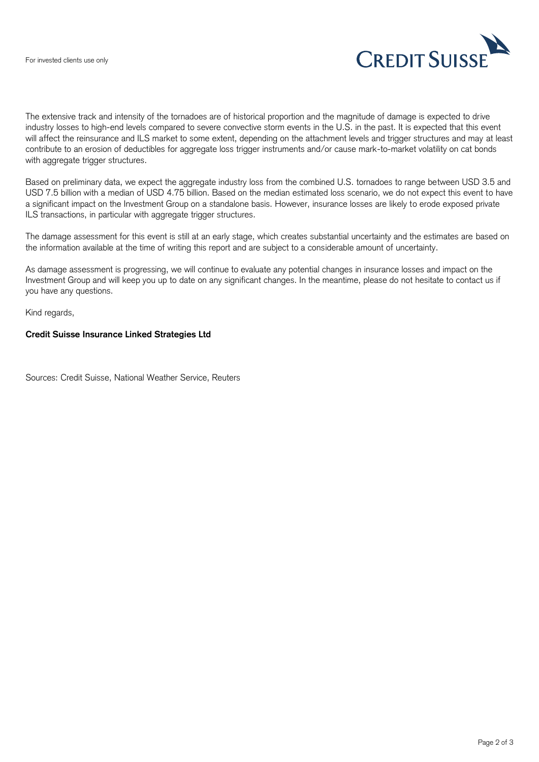The extensive track and intensity of the tornadoes are of historical proportion and the magnitude of damage is expected to drive industry losses to high-end levels compared to severe convective storm events in the U.S. in the past. It is expected that this event will affect the reinsurance and ILS market to some extent, depending on the attachment levels and trigger structures and may at least contribute to an erosion of deductibles for aggregate loss trigger instruments and/or cause mark-to-market volatility on cat bonds with aggregate trigger structures.

Based on preliminary data, we expect the aggregate industry loss from the combined U.S. tornadoes to range between USD 3.5 and USD 7.5 billion with a median of USD 4.75 billion. Based on the median estimated loss scenario, we do not expect this event to have a significant impact on the Investment Group on a standalone basis. However, insurance losses are likely to erode exposed private ILS transactions, in particular with aggregate trigger structures.

The damage assessment for this event is still at an early stage, which creates substantial uncertainty and the estimates are based on the information available at the time of writing this report and are subject to a considerable amount of uncertainty.

As damage assessment is progressing, we will continue to evaluate any potential changes in insurance losses and impact on the Investment Group and will keep you up to date on any significant changes. In the meantime, please do not hesitate to contact us if you have any questions.

Kind regards,

**Credit Suisse Insurance Linked Strategies Ltd**

Sources: Credit Suisse, National Weather Service, Reuters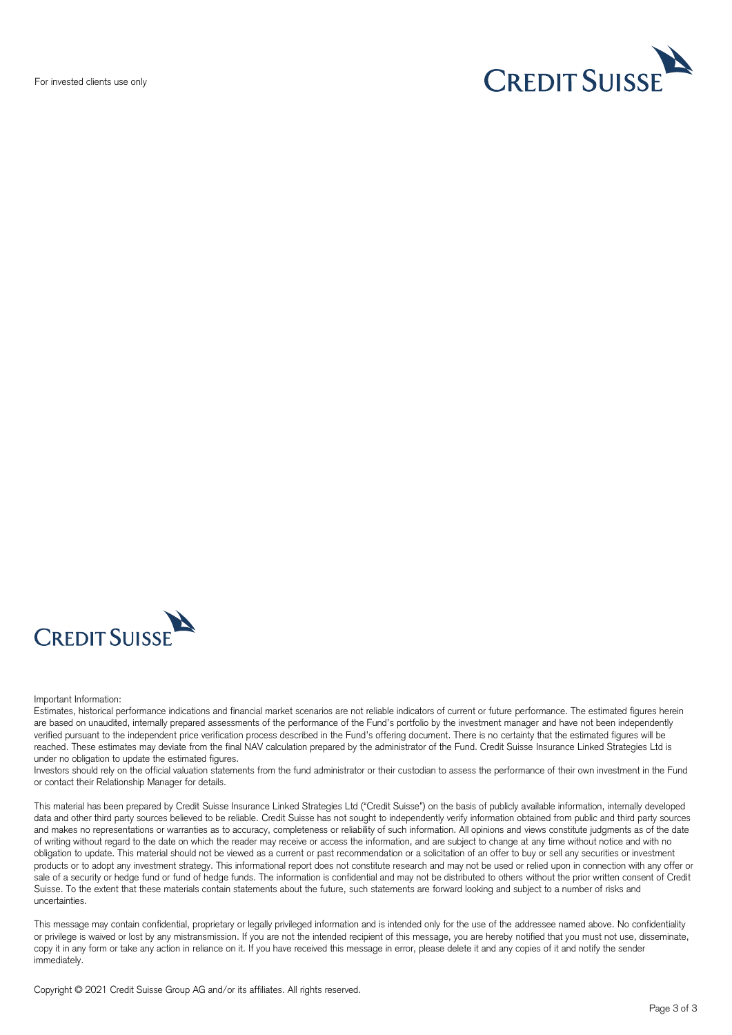For invested clients use only

Important Information:
Estimates, historical performance indications and financial market scenarios are not reliable indicators of current or future performance. The estimated figures herein are based on unaudited, internally prepared assessments of the performance of the Fund's portfolio by the investment manager and have not been independently verified pursuant to the independent price verification process described in the Fund's offering document. There is no certainty that the estimated figures will be reached. These estimates may deviate from the final NAV calculation prepared by the administrator of the Fund. Credit Suisse Insurance Linked Strategies Ltd is under no obligation to update the estimated figures.
Investors should rely on the official valuation statements from the fund administrator or their custodian to assess the performance of their own investment in the Fund or contact their Relationship Manager for details.

This material has been prepared by Credit Suisse Insurance Linked Strategies Ltd ("Credit Suisse") on the basis of publicly available information, internally developed data and other third party sources believed to be reliable. Credit Suisse has not sought to independently verify information obtained from public and third party sources and makes no representations or warranties as to accuracy, completeness or reliability of such information. All opinions and views constitute judgments as of the date of writing without regard to the date on which the reader may receive or access the information, and are subject to change at any time without notice and with no obligation to update. This material should not be viewed as a current or past recommendation or a solicitation of an offer to buy or sell any securities or investment products or to adopt any investment strategy. This informational report does not constitute research and may not be used or relied upon in connection with any offer or sale of a security or hedge fund or fund of hedge funds. The information is confidential and may not be distributed to others without the prior written consent of Credit Suisse. To the extent that these materials contain statements about the future, such statements are forward looking and subject to a number of risks and uncertainties.

This message may contain confidential, proprietary or legally privileged information and is intended only for the use of the addressee named above. No confidentiality or privilege is waived or lost by any mistransmission. If you are not the intended recipient of this message, you are hereby notified that you must not use, disseminate, copy it in any form or take any action in reliance on it. If you have received this message in error, please delete it and any copies of it and notify the sender immediately.

Copyright © 2021 Credit Suisse Group AG and/or its affiliates. All rights reserved.